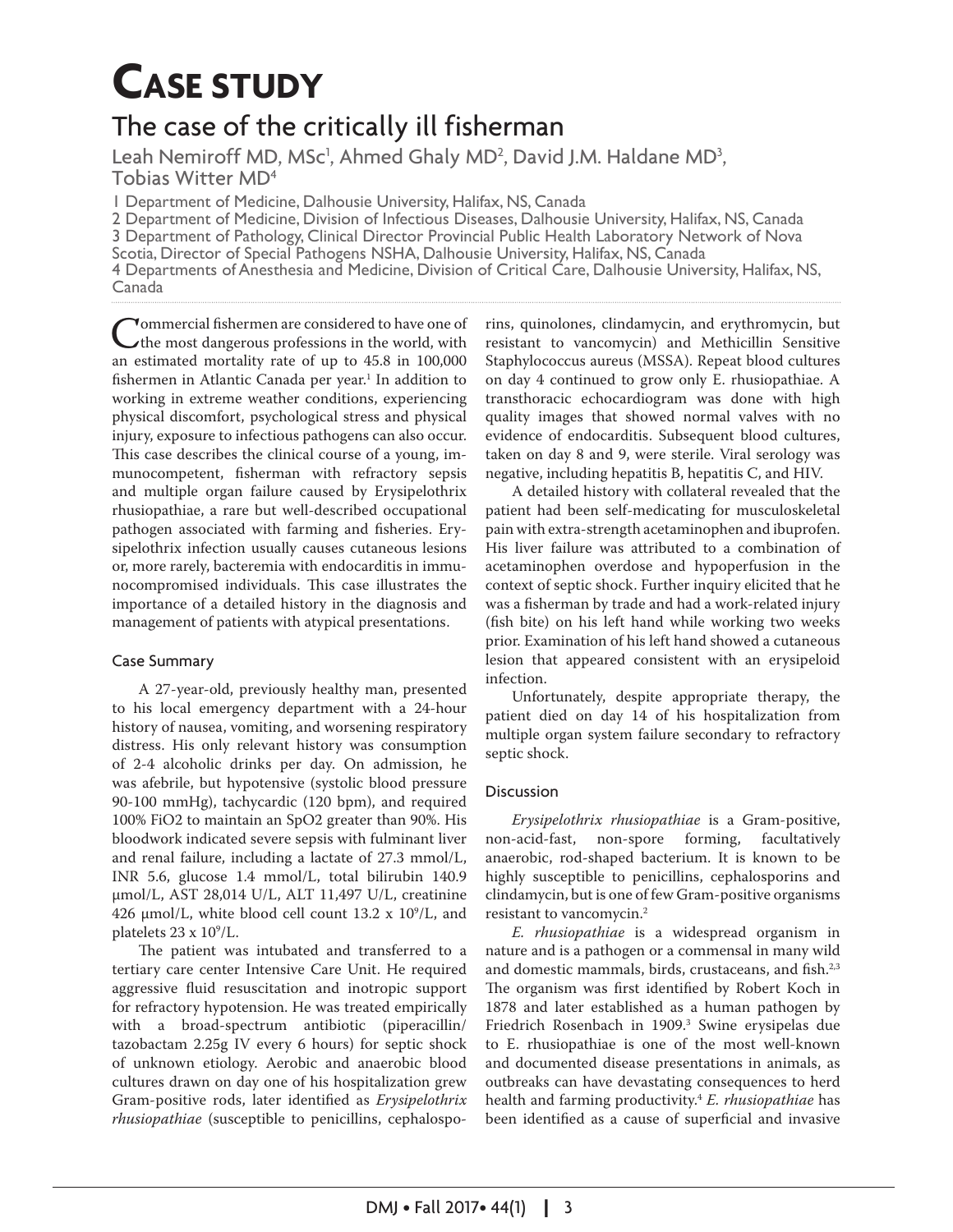# CASE STUDY

## The case of the critically ill fisherman

Leah Nemiroff MD, MSc[1], Ahmed Ghaly MD[2], David J.M. Haldane MD[3], Tobias Witter MD[4]

1 Department of Medicine, Dalhousie University, Halifax, NS, Canada
2 Department of Medicine, Division of Infectious Diseases, Dalhousie University, Halifax, NS, Canada
3 Department of Pathology, Clinical Director Provincial Public Health Laboratory Network of Nova Scotia, Director of Special Pathogens NSHA, Dalhousie University, Halifax, NS, Canada
4 Departments of Anesthesia and Medicine, Division of Critical Care, Dalhousie University, Halifax, NS, Canada

Commercial fishermen are considered to have one of the most dangerous professions in the world, with an estimated mortality rate of up to 45.8 in 100,000 fishermen in Atlantic Canada per year.[1] In addition to working in extreme weather conditions, experiencing physical discomfort, psychological stress and physical injury, exposure to infectious pathogens can also occur. This case describes the clinical course of a young, immunocompetent, fisherman with refractory sepsis and multiple organ failure caused by Erysipelothrix rhusiopathiae, a rare but well-described occupational pathogen associated with farming and fisheries. Erysipelothrix infection usually causes cutaneous lesions or, more rarely, bacteremia with endocarditis in immunocompromised individuals. This case illustrates the importance of a detailed history in the diagnosis and management of patients with atypical presentations.

### Case Summary

A 27-year-old, previously healthy man, presented to his local emergency department with a 24-hour history of nausea, vomiting, and worsening respiratory distress. His only relevant history was consumption of 2-4 alcoholic drinks per day. On admission, he was afebrile, but hypotensive (systolic blood pressure 90-100 mmHg), tachycardic (120 bpm), and required 100% FiO2 to maintain an SpO2 greater than 90%. His bloodwork indicated severe sepsis with fulminant liver and renal failure, including a lactate of 27.3 mmol/L, INR 5.6, glucose 1.4 mmol/L, total bilirubin 140.9 μmol/L, AST 28,014 U/L, ALT 11,497 U/L, creatinine 426 μmol/L, white blood cell count 13.2 x $10^9$/L, and platelets 23 x $10^9$/L.

The patient was intubated and transferred to a tertiary care center Intensive Care Unit. He required aggressive fluid resuscitation and inotropic support for refractory hypotension. He was treated empirically with a broad-spectrum antibiotic (piperacillin/tazobactam 2.25g IV every 6 hours) for septic shock of unknown etiology. Aerobic and anaerobic blood cultures drawn on day one of his hospitalization grew Gram-positive rods, later identified as *Erysipelothrix rhusiopathiae* (susceptible to penicillins, cephalosporins, quinolones, clindamycin, and erythromycin, but resistant to vancomycin) and Methicillin Sensitive Staphylococcus aureus (MSSA). Repeat blood cultures on day 4 continued to grow only E. rhusiopathiae. A transthoracic echocardiogram was done with high quality images that showed normal valves with no evidence of endocarditis. Subsequent blood cultures, taken on day 8 and 9, were sterile. Viral serology was negative, including hepatitis B, hepatitis C, and HIV.

A detailed history with collateral revealed that the patient had been self-medicating for musculoskeletal pain with extra-strength acetaminophen and ibuprofen. His liver failure was attributed to a combination of acetaminophen overdose and hypoperfusion in the context of septic shock. Further inquiry elicited that he was a fisherman by trade and had a work-related injury (fish bite) on his left hand while working two weeks prior. Examination of his left hand showed a cutaneous lesion that appeared consistent with an erysipeloid infection.

Unfortunately, despite appropriate therapy, the patient died on day 14 of his hospitalization from multiple organ system failure secondary to refractory septic shock.

### Discussion

*Erysipelothrix rhusiopathiae* is a Gram-positive, non-acid-fast, non-spore forming, facultatively anaerobic, rod-shaped bacterium. It is known to be highly susceptible to penicillins, cephalosporins and clindamycin, but is one of few Gram-positive organisms resistant to vancomycin.[2]

*E. rhusiopathiae* is a widespread organism in nature and is a pathogen or a commensal in many wild and domestic mammals, birds, crustaceans, and fish.[2,3] The organism was first identified by Robert Koch in 1878 and later established as a human pathogen by Friedrich Rosenbach in 1909.[3] Swine erysipelas due to E. rhusiopathiae is one of the most well-known and documented disease presentations in animals, as outbreaks can have devastating consequences to herd health and farming productivity.[4] *E. rhusiopathiae* has been identified as a cause of superficial and invasive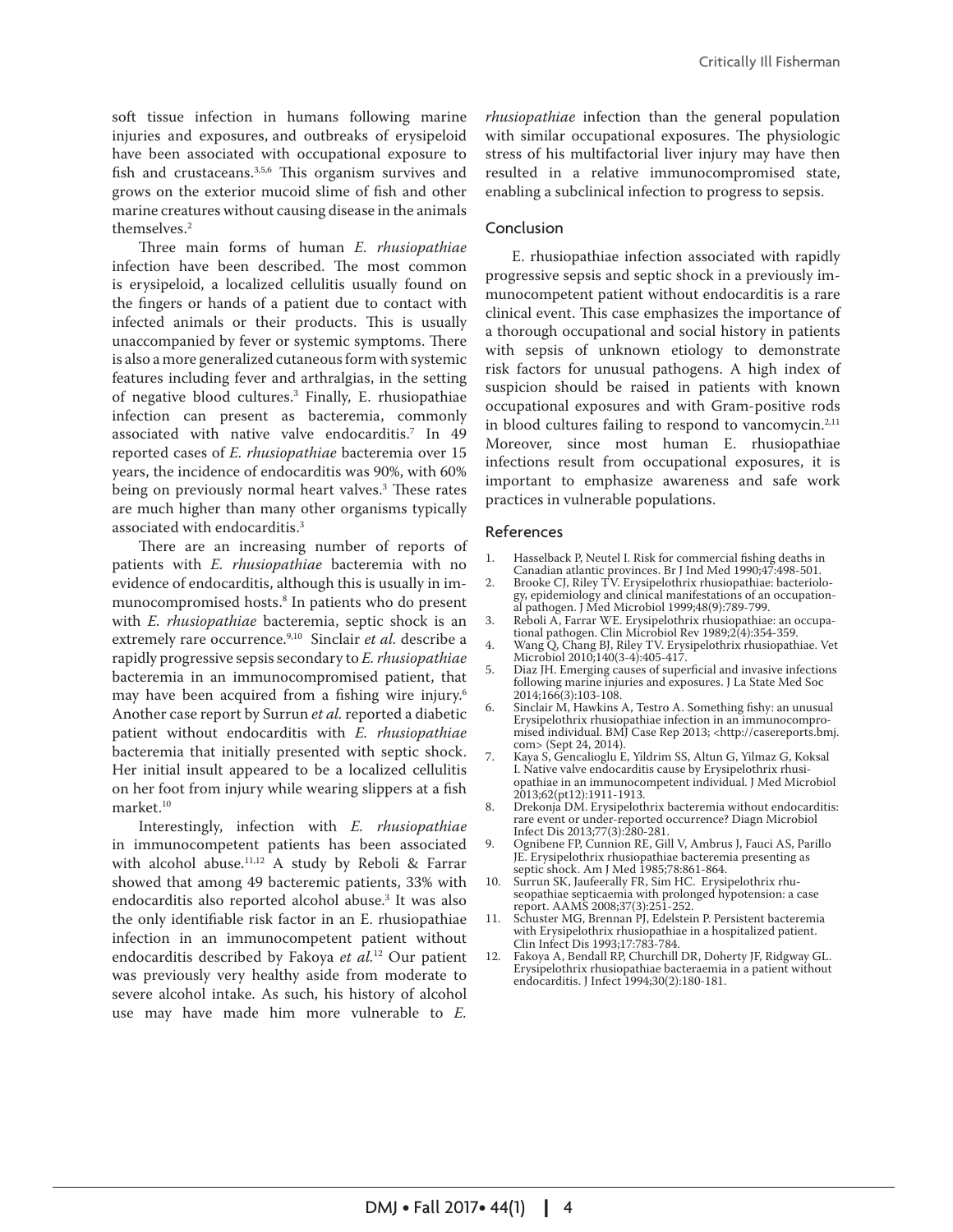soft tissue infection in humans following marine injuries and exposures, and outbreaks of erysipeloid have been associated with occupational exposure to fish and crustaceans.[3,5,6] This organism survives and grows on the exterior mucoid slime of fish and other marine creatures without causing disease in the animals themselves.[2]

Three main forms of human *E. rhusiopathiae* infection have been described. The most common is erysipeloid, a localized cellulitis usually found on the fingers or hands of a patient due to contact with infected animals or their products. This is usually unaccompanied by fever or systemic symptoms. There is also a more generalized cutaneous form with systemic features including fever and arthralgias, in the setting of negative blood cultures.[3] Finally, E. rhusiopathiae infection can present as bacteremia, commonly associated with native valve endocarditis.[7] In 49 reported cases of *E. rhusiopathiae* bacteremia over 15 years, the incidence of endocarditis was 90%, with 60% being on previously normal heart valves.[3] These rates are much higher than many other organisms typically associated with endocarditis.[3]

There are an increasing number of reports of patients with *E. rhusiopathiae* bacteremia with no evidence of endocarditis, although this is usually in immunocompromised hosts.[8] In patients who do present with *E. rhusiopathiae* bacteremia, septic shock is an extremely rare occurrence.[9,10] Sinclair *et al.* describe a rapidly progressive sepsis secondary to *E. rhusiopathiae* bacteremia in an immunocompromised patient, that may have been acquired from a fishing wire injury.[6] Another case report by Surrun *et al.* reported a diabetic patient without endocarditis with *E. rhusiopathiae* bacteremia that initially presented with septic shock. Her initial insult appeared to be a localized cellulitis on her foot from injury while wearing slippers at a fish market.[10]

Interestingly, infection with *E. rhusiopathiae* in immunocompetent patients has been associated with alcohol abuse.[11,12] A study by Reboli & Farrar showed that among 49 bacteremic patients, 33% with endocarditis also reported alcohol abuse.[3] It was also the only identifiable risk factor in an E. rhusiopathiae infection in an immunocompetent patient without endocarditis described by Fakoya *et al.*[12] Our patient was previously very healthy aside from moderate to severe alcohol intake. As such, his history of alcohol use may have made him more vulnerable to *E. rhusiopathiae* infection than the general population with similar occupational exposures. The physiologic stress of his multifactorial liver injury may have then resulted in a relative immunocompromised state, enabling a subclinical infection to progress to sepsis.

## Conclusion

E. rhusiopathiae infection associated with rapidly progressive sepsis and septic shock in a previously immunocompetent patient without endocarditis is a rare clinical event. This case emphasizes the importance of a thorough occupational and social history in patients with sepsis of unknown etiology to demonstrate risk factors for unusual pathogens. A high index of suspicion should be raised in patients with known occupational exposures and with Gram-positive rods in blood cultures failing to respond to vancomycin.[2,11] Moreover, since most human E. rhusiopathiae infections result from occupational exposures, it is important to emphasize awareness and safe work practices in vulnerable populations.

## References

1. Hasselback P, Neutel I. Risk for commercial fishing deaths in Canadian atlantic provinces. Br J Ind Med 1990;47:498-501.
2. Brooke CJ, Riley TV. Erysipelothrix rhusiopathiae: bacteriology, epidemiology and clinical manifestations of an occupational pathogen. J Med Microbiol 1999;48(9):789-799.
3. Reboli A, Farrar WE. Erysipelothrix rhusiopathiae: an occupational pathogen. Clin Microbiol Rev 1989;2(4):354-359.
4. Wang Q, Chang BJ, Riley TV. Erysipelothrix rhusiopathiae. Vet Microbiol 2010;140(3-4):405-417.
5. Diaz JH. Emerging causes of superficial and invasive infections following marine injuries and exposures. J La State Med Soc 2014;166(3):103-108.
6. Sinclair M, Hawkins A, Testro A. Something fishy: an unusual Erysipelothrix rhusiopathiae infection in an immunocompromised individual. BMJ Case Rep 2013; <http://casereports.bmj.com> (Sept 24, 2014).
7. Kaya S, Gencalioglu E, Yildrim SS, Altun G, Yilmaz G, Koksal I. Native valve endocarditis cause by Erysipelothrix rhusiopathiae in an immunocompetent individual. J Med Microbiol 2013;62(pt12):1911-1913.
8. Drekonja DM. Erysipelothrix bacteremia without endocarditis: rare event or under-reported occurrence? Diagn Microbiol Infect Dis 2013;77(3):280-281.
9. Ognibene FP, Cunnion RE, Gill V, Ambrus J, Fauci AS, Parillo JE. Erysipelothrix rhusiopathiae bacteremia presenting as septic shock. Am J Med 1985;78:861-864.
10. Surrun SK, Jaufeerally FR, Sim HC. Erysipelothrix rhuseopathiae septicaemia with prolonged hypotension: a case report. AAMS 2008;37(3):251-252.
11. Schuster MG, Brennan PJ, Edelstein P. Persistent bacteremia with Erysipelothrix rhusiopathiae in a hospitalized patient. Clin Infect Dis 1993;17:783-784.
12. Fakoya A, Bendall RP, Churchill DR, Doherty JF, Ridgway GL. Erysipelothrix rhusiopathiae bacteraemia in a patient without endocarditis. J Infect 1994;30(2):180-181.